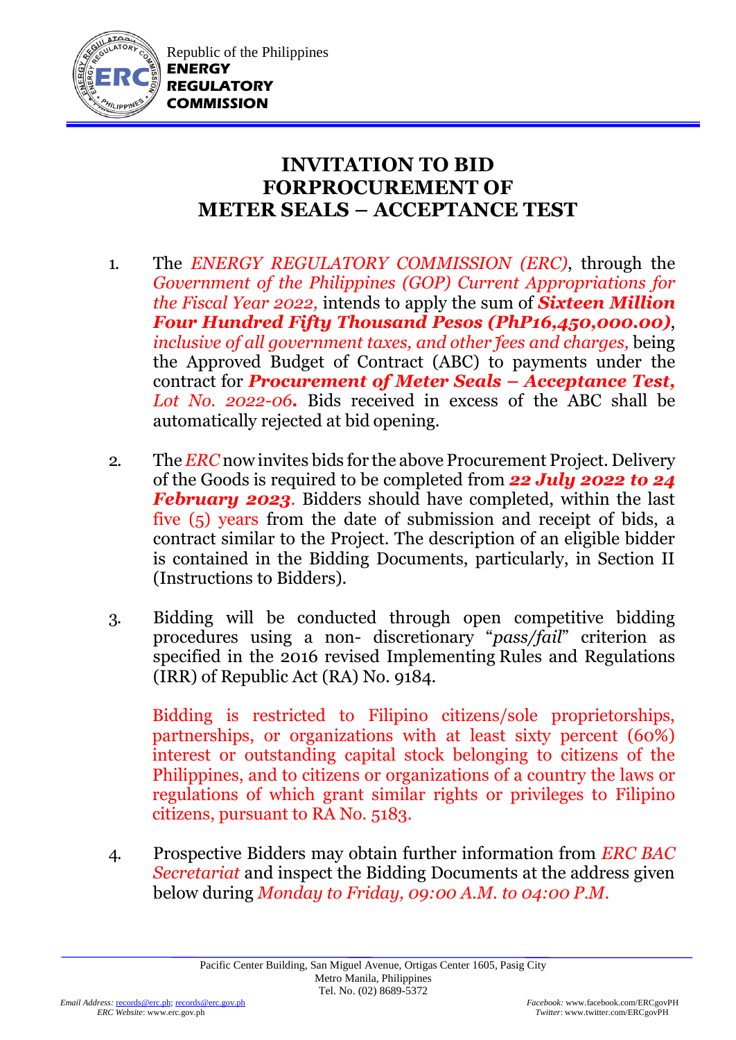Republic of the Philippines
**ENERGY REGULATORY COMMISSION**

# INVITATION TO BID FORPROCUREMENT OF METER SEALS – ACCEPTANCE TEST

1. The *ENERGY REGULATORY COMMISSION (ERC)*, through the *Government of the Philippines (GOP) Current Appropriations for the Fiscal Year 2022,* intends to apply the sum of ***Sixteen Million Four Hundred Fifty Thousand Pesos (PhP16,450,000.00)***, *inclusive of all government taxes, and other fees and charges,* being the Approved Budget of Contract (ABC) to payments under the contract for ***Procurement of Meter Seals – Acceptance Test,*** *Lot No. 2022-06***.** Bids received in excess of the ABC shall be automatically rejected at bid opening.

2. The *ERC* now invites bids for the above Procurement Project. Delivery of the Goods is required to be completed from ***22 July 2022 to 24 February 2023***. Bidders should have completed, within the last five (5) years from the date of submission and receipt of bids, a contract similar to the Project. The description of an eligible bidder is contained in the Bidding Documents, particularly, in Section II (Instructions to Bidders).

3. Bidding will be conducted through open competitive bidding procedures using a non- discretionary "*pass/fail*" criterion as specified in the 2016 revised Implementing Rules and Regulations (IRR) of Republic Act (RA) No. 9184.

   Bidding is restricted to Filipino citizens/sole proprietorships, partnerships, or organizations with at least sixty percent (60%) interest or outstanding capital stock belonging to citizens of the Philippines, and to citizens or organizations of a country the laws or regulations of which grant similar rights or privileges to Filipino citizens, pursuant to RA No. 5183.

4. Prospective Bidders may obtain further information from *ERC BAC Secretariat* and inspect the Bidding Documents at the address given below during *Monday to Friday, 09:00 A.M. to 04:00 P.M.*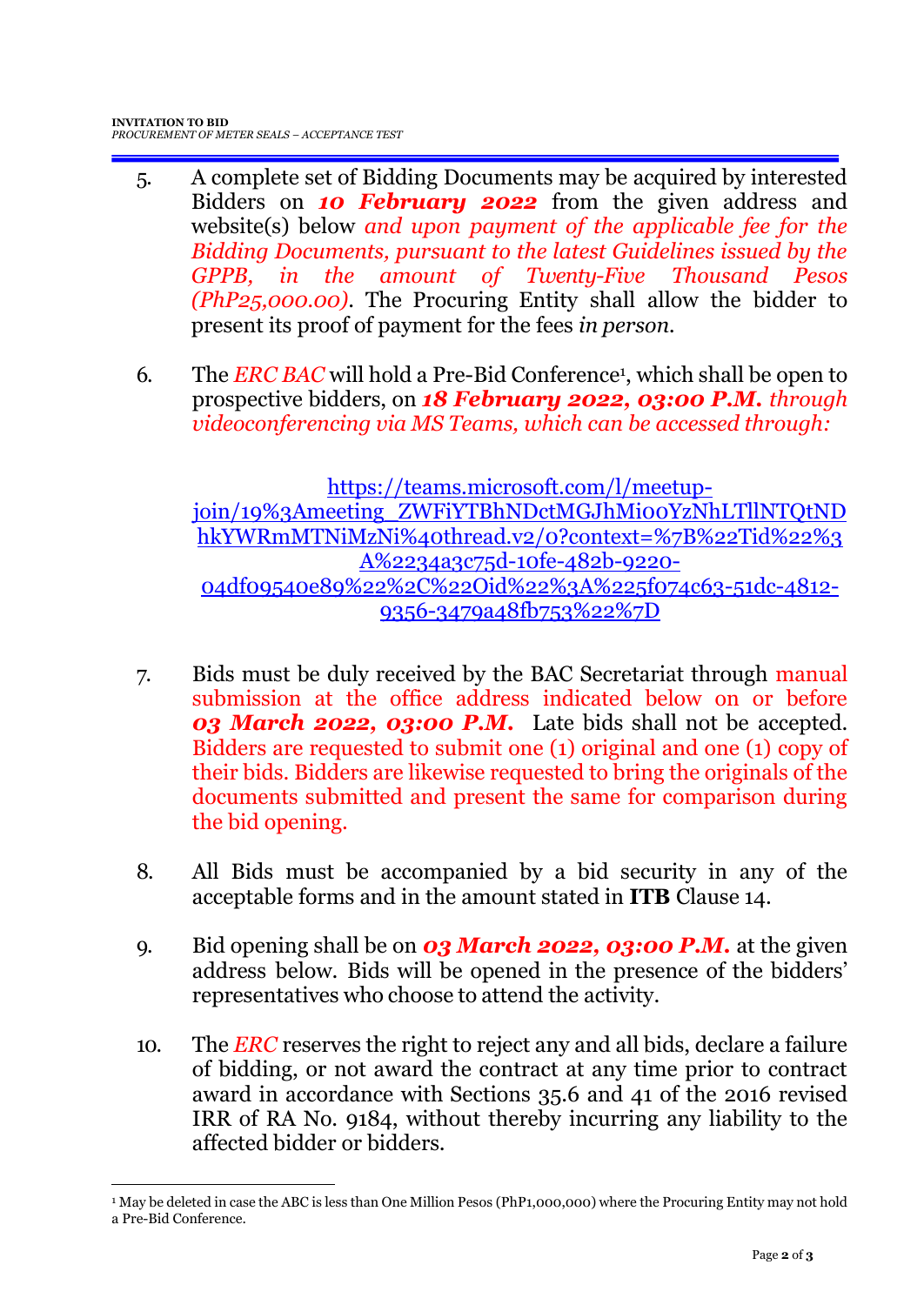5. A complete set of Bidding Documents may be acquired by interested Bidders on ***10 February 2022*** from the given address and website(s) below *and upon payment of the applicable fee for the Bidding Documents, pursuant to the latest Guidelines issued by the GPPB, in the amount of Twenty-Five Thousand Pesos (PhP25,000.00)*. The Procuring Entity shall allow the bidder to present its proof of payment for the fees *in person*.

6. The *ERC BAC* will hold a Pre-Bid Conference[1], which shall be open to prospective bidders, on ***18 February 2022, 03:00 P.M.*** *through videoconferencing via MS Teams, which can be accessed through:*

   https://teams.microsoft.com/l/meetup-join/19%3Ameeting_ZWFiYTBhNDctMGJhMi00YzNhLTllNTQtNDhkYWRmMTNiMzNi%40thread.v2/0?context=%7B%22Tid%22%3A%2234a3c75d-10fe-482b-9220-04df09540e89%22%2C%22Oid%22%3A%225f074c63-51dc-4812-9356-3479a48fb753%22%7D

7. Bids must be duly received by the BAC Secretariat through manual submission at the office address indicated below on or before ***03 March 2022, 03:00 P.M.*** Late bids shall not be accepted. Bidders are requested to submit one (1) original and one (1) copy of their bids. Bidders are likewise requested to bring the originals of the documents submitted and present the same for comparison during the bid opening.

8. All Bids must be accompanied by a bid security in any of the acceptable forms and in the amount stated in **ITB** Clause 14.

9. Bid opening shall be on ***03 March 2022, 03:00 P.M.*** at the given address below. Bids will be opened in the presence of the bidders' representatives who choose to attend the activity.

10. The *ERC* reserves the right to reject any and all bids, declare a failure of bidding, or not award the contract at any time prior to contract award in accordance with Sections 35.6 and 41 of the 2016 revised IRR of RA No. 9184, without thereby incurring any liability to the affected bidder or bidders.

---

[1] May be deleted in case the ABC is less than One Million Pesos (PhP1,000,000) where the Procuring Entity may not hold a Pre-Bid Conference.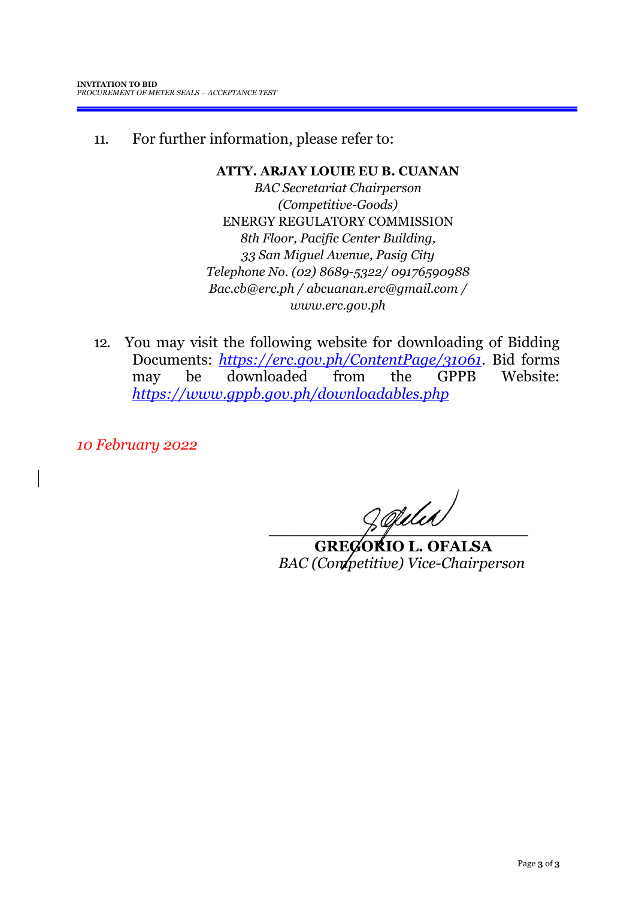11. For further information, please refer to:

**ATTY. ARJAY LOUIE EU B. CUANAN**
*BAC Secretariat Chairperson*
*(Competitive-Goods)*
ENERGY REGULATORY COMMISSION
*8th Floor, Pacific Center Building,*
*33 San Miguel Avenue, Pasig City*
*Telephone No. (02) 8689-5322/ 09176590988*
*Bac.cb@erc.ph / abcuanan.erc@gmail.com /*
*www.erc.gov.ph*

12. You may visit the following website for downloading of Bidding Documents: *https://erc.gov.ph/ContentPage/31061*. Bid forms may be downloaded from the GPPB Website: *https://www.gppb.gov.ph/downloadables.php*

*10 February 2022*

**GREGORIO L. OFALSA**
*BAC (Competitive) Vice-Chairperson*